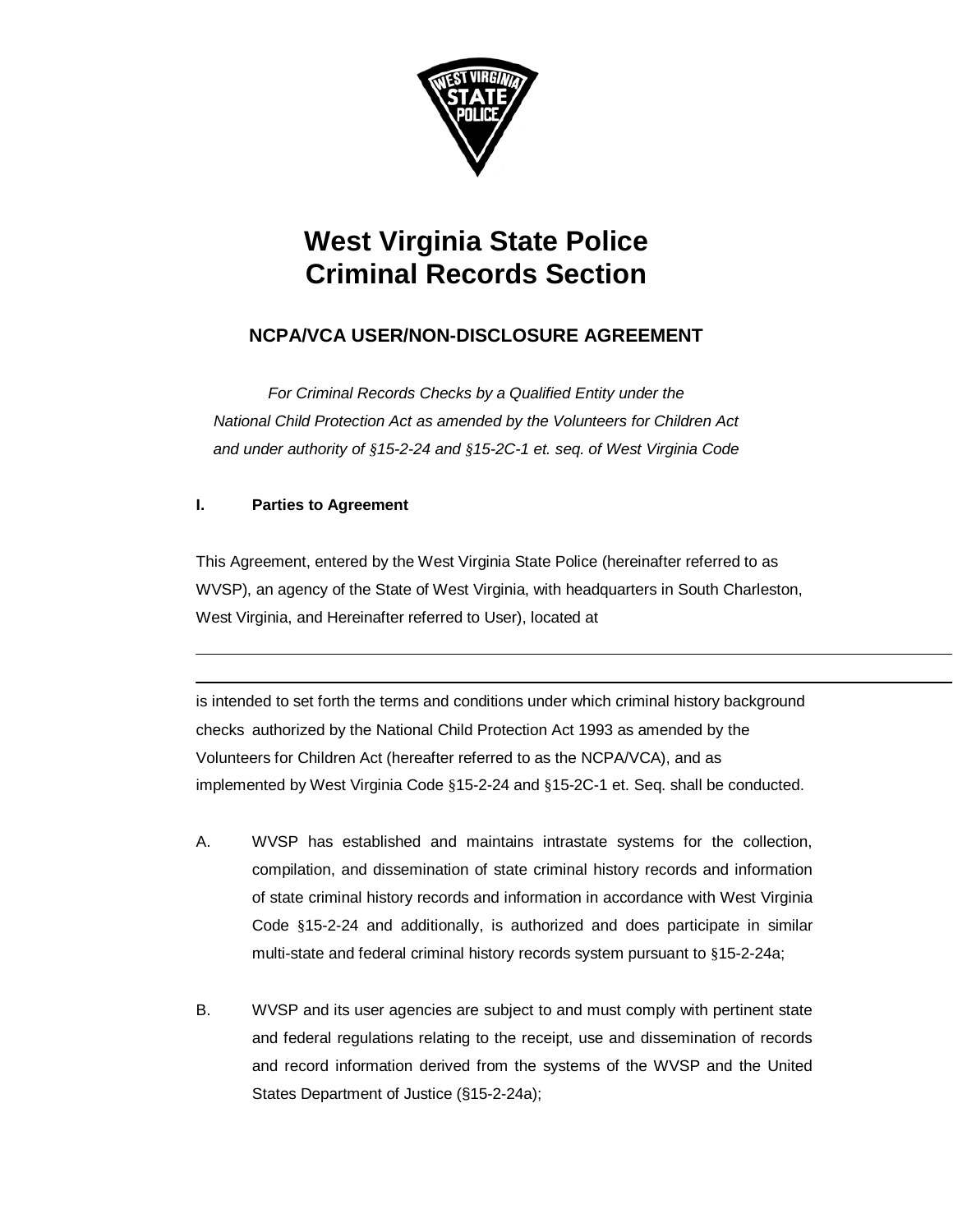# West Virginia State Police
# Criminal Records Section

## NCPA/VCA USER/NON-DISCLOSURE AGREEMENT

*For Criminal Records Checks by a Qualified Entity under the National Child Protection Act as amended by the Volunteers for Children Act and under authority of §15-2-24 and §15-2C-1 et. seq. of West Virginia Code*

**I. Parties to Agreement**

This Agreement, entered by the West Virginia State Police (hereinafter referred to as WVSP), an agency of the State of West Virginia, with headquarters in South Charleston, West Virginia, and Hereinafter referred to User), located at

______________________________________________________________________________

______________________________________________________________________________

is intended to set forth the terms and conditions under which criminal history background checks authorized by the National Child Protection Act 1993 as amended by the Volunteers for Children Act (hereafter referred to as the NCPA/VCA), and as implemented by West Virginia Code §15-2-24 and §15-2C-1 et. Seq. shall be conducted.

A. WVSP has established and maintains intrastate systems for the collection, compilation, and dissemination of state criminal history records and information of state criminal history records and information in accordance with West Virginia Code §15-2-24 and additionally, is authorized and does participate in similar multi-state and federal criminal history records system pursuant to §15-2-24a;

B. WVSP and its user agencies are subject to and must comply with pertinent state and federal regulations relating to the receipt, use and dissemination of records and record information derived from the systems of the WVSP and the United States Department of Justice (§15-2-24a);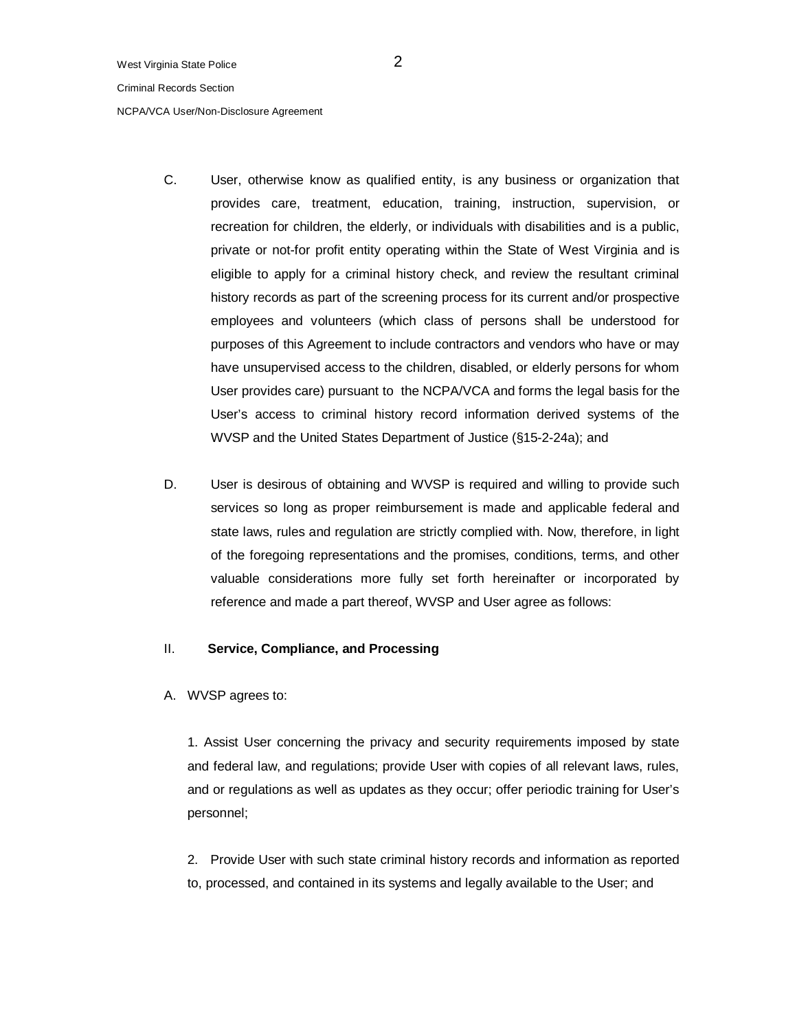C. User, otherwise know as qualified entity, is any business or organization that provides care, treatment, education, training, instruction, supervision, or recreation for children, the elderly, or individuals with disabilities and is a public, private or not-for profit entity operating within the State of West Virginia and is eligible to apply for a criminal history check, and review the resultant criminal history records as part of the screening process for its current and/or prospective employees and volunteers (which class of persons shall be understood for purposes of this Agreement to include contractors and vendors who have or may have unsupervised access to the children, disabled, or elderly persons for whom User provides care) pursuant to the NCPA/VCA and forms the legal basis for the User's access to criminal history record information derived systems of the WVSP and the United States Department of Justice (§15-2-24a); and

D. User is desirous of obtaining and WVSP is required and willing to provide such services so long as proper reimbursement is made and applicable federal and state laws, rules and regulation are strictly complied with. Now, therefore, in light of the foregoing representations and the promises, conditions, terms, and other valuable considerations more fully set forth hereinafter or incorporated by reference and made a part thereof, WVSP and User agree as follows:

## II. Service, Compliance, and Processing

A. WVSP agrees to:

1. Assist User concerning the privacy and security requirements imposed by state and federal law, and regulations; provide User with copies of all relevant laws, rules, and or regulations as well as updates as they occur; offer periodic training for User's personnel;

2. Provide User with such state criminal history records and information as reported to, processed, and contained in its systems and legally available to the User; and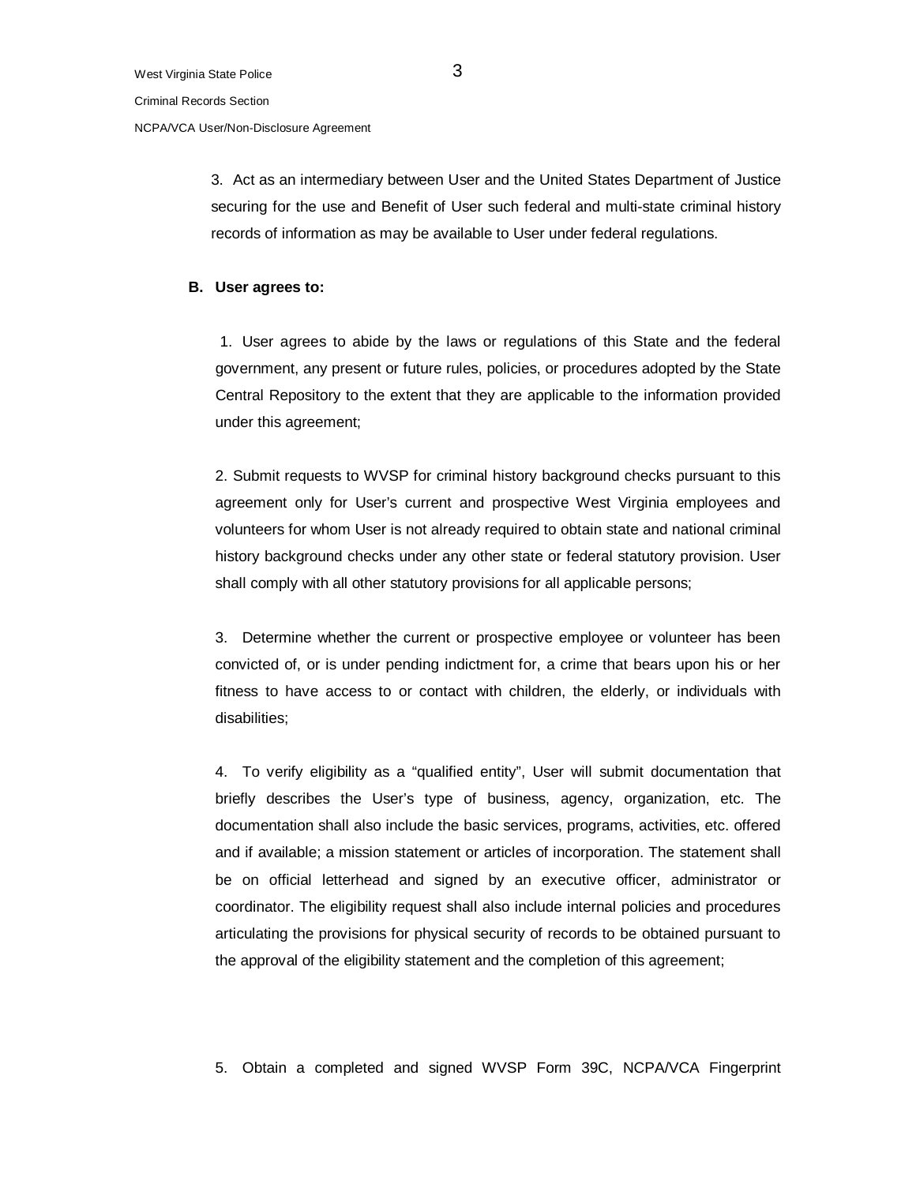3. Act as an intermediary between User and the United States Department of Justice securing for the use and Benefit of User such federal and multi-state criminal history records of information as may be available to User under federal regulations.

**B. User agrees to:**

1. User agrees to abide by the laws or regulations of this State and the federal government, any present or future rules, policies, or procedures adopted by the State Central Repository to the extent that they are applicable to the information provided under this agreement;

2. Submit requests to WVSP for criminal history background checks pursuant to this agreement only for User's current and prospective West Virginia employees and volunteers for whom User is not already required to obtain state and national criminal history background checks under any other state or federal statutory provision. User shall comply with all other statutory provisions for all applicable persons;

3. Determine whether the current or prospective employee or volunteer has been convicted of, or is under pending indictment for, a crime that bears upon his or her fitness to have access to or contact with children, the elderly, or individuals with disabilities;

4. To verify eligibility as a "qualified entity", User will submit documentation that briefly describes the User's type of business, agency, organization, etc. The documentation shall also include the basic services, programs, activities, etc. offered and if available; a mission statement or articles of incorporation. The statement shall be on official letterhead and signed by an executive officer, administrator or coordinator. The eligibility request shall also include internal policies and procedures articulating the provisions for physical security of records to be obtained pursuant to the approval of the eligibility statement and the completion of this agreement;

5. Obtain a completed and signed WVSP Form 39C, NCPA/VCA Fingerprint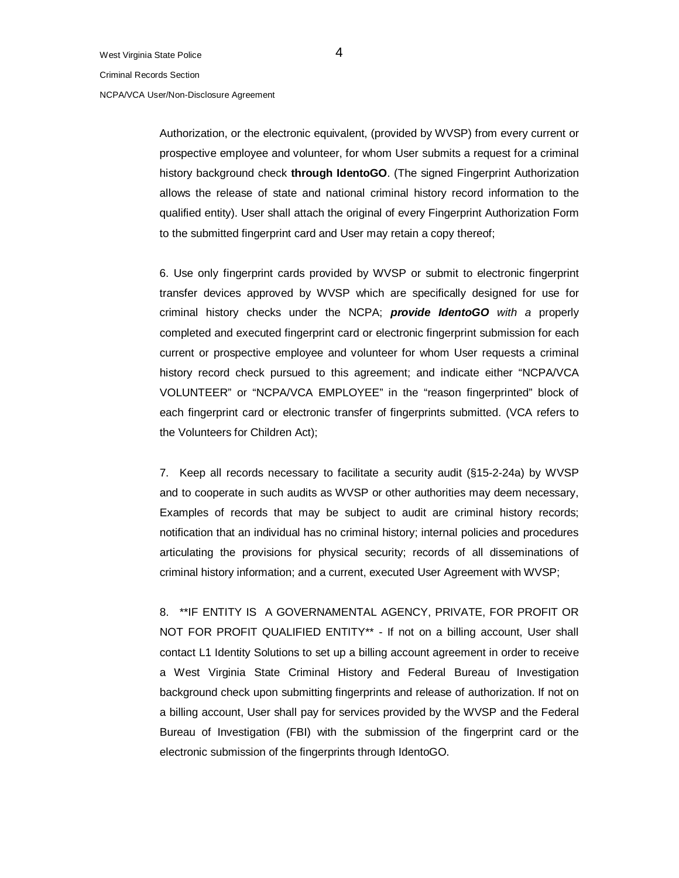Authorization, or the electronic equivalent, (provided by WVSP) from every current or prospective employee and volunteer, for whom User submits a request for a criminal history background check **through IdentoGO**. (The signed Fingerprint Authorization allows the release of state and national criminal history record information to the qualified entity). User shall attach the original of every Fingerprint Authorization Form to the submitted fingerprint card and User may retain a copy thereof;

6. Use only fingerprint cards provided by WVSP or submit to electronic fingerprint transfer devices approved by WVSP which are specifically designed for use for criminal history checks under the NCPA; ***provide IdentoGO*** *with a* properly completed and executed fingerprint card or electronic fingerprint submission for each current or prospective employee and volunteer for whom User requests a criminal history record check pursued to this agreement; and indicate either "NCPA/VCA VOLUNTEER" or "NCPA/VCA EMPLOYEE" in the "reason fingerprinted" block of each fingerprint card or electronic transfer of fingerprints submitted. (VCA refers to the Volunteers for Children Act);

7. Keep all records necessary to facilitate a security audit (§15-2-24a) by WVSP and to cooperate in such audits as WVSP or other authorities may deem necessary, Examples of records that may be subject to audit are criminal history records; notification that an individual has no criminal history; internal policies and procedures articulating the provisions for physical security; records of all disseminations of criminal history information; and a current, executed User Agreement with WVSP;

8. **IF ENTITY IS A GOVERNAMENTAL AGENCY, PRIVATE, FOR PROFIT OR NOT FOR PROFIT QUALIFIED ENTITY** - If not on a billing account, User shall contact L1 Identity Solutions to set up a billing account agreement in order to receive a West Virginia State Criminal History and Federal Bureau of Investigation background check upon submitting fingerprints and release of authorization. If not on a billing account, User shall pay for services provided by the WVSP and the Federal Bureau of Investigation (FBI) with the submission of the fingerprint card or the electronic submission of the fingerprints through IdentoGO.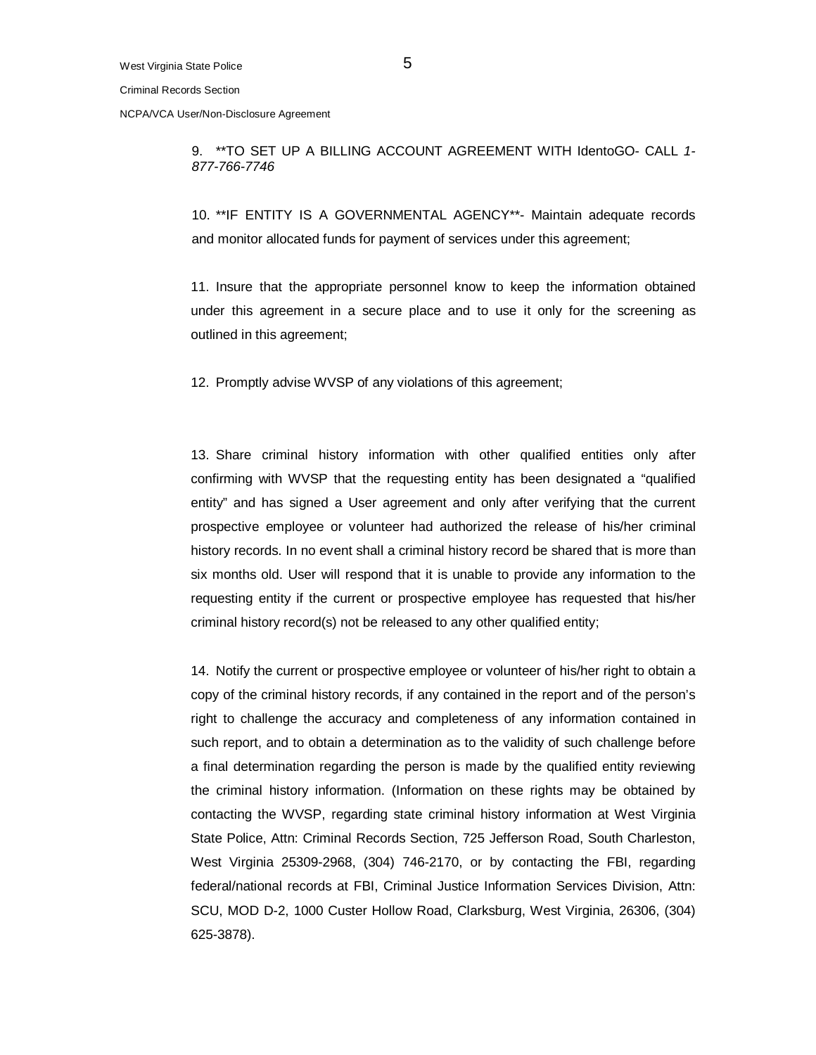9. **TO SET UP A BILLING ACCOUNT AGREEMENT WITH IdentoGO- CALL *1-877-766-7746*

10. **IF ENTITY IS A GOVERNMENTAL AGENCY**- Maintain adequate records and monitor allocated funds for payment of services under this agreement;

11. Insure that the appropriate personnel know to keep the information obtained under this agreement in a secure place and to use it only for the screening as outlined in this agreement;

12. Promptly advise WVSP of any violations of this agreement;

13. Share criminal history information with other qualified entities only after confirming with WVSP that the requesting entity has been designated a "qualified entity" and has signed a User agreement and only after verifying that the current prospective employee or volunteer had authorized the release of his/her criminal history records. In no event shall a criminal history record be shared that is more than six months old. User will respond that it is unable to provide any information to the requesting entity if the current or prospective employee has requested that his/her criminal history record(s) not be released to any other qualified entity;

14. Notify the current or prospective employee or volunteer of his/her right to obtain a copy of the criminal history records, if any contained in the report and of the person's right to challenge the accuracy and completeness of any information contained in such report, and to obtain a determination as to the validity of such challenge before a final determination regarding the person is made by the qualified entity reviewing the criminal history information. (Information on these rights may be obtained by contacting the WVSP, regarding state criminal history information at West Virginia State Police, Attn: Criminal Records Section, 725 Jefferson Road, South Charleston, West Virginia 25309-2968, (304) 746-2170, or by contacting the FBI, regarding federal/national records at FBI, Criminal Justice Information Services Division, Attn: SCU, MOD D-2, 1000 Custer Hollow Road, Clarksburg, West Virginia, 26306, (304) 625-3878).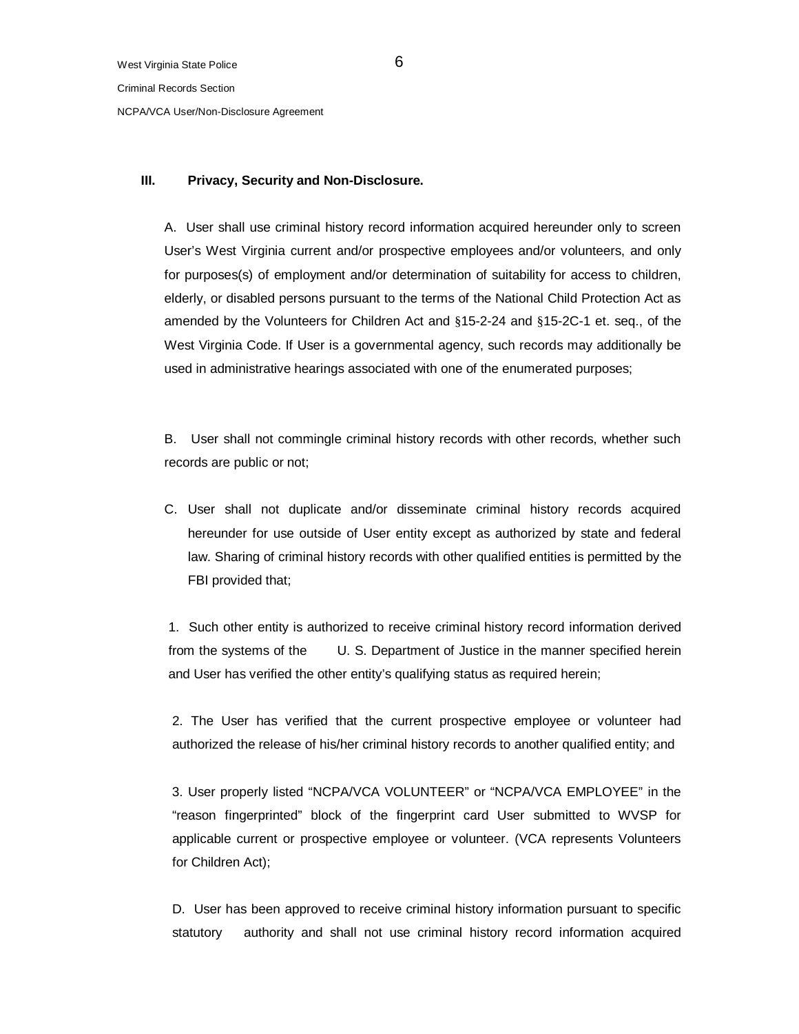## III. Privacy, Security and Non-Disclosure.

A. User shall use criminal history record information acquired hereunder only to screen User's West Virginia current and/or prospective employees and/or volunteers, and only for purposes(s) of employment and/or determination of suitability for access to children, elderly, or disabled persons pursuant to the terms of the National Child Protection Act as amended by the Volunteers for Children Act and §15-2-24 and §15-2C-1 et. seq., of the West Virginia Code. If User is a governmental agency, such records may additionally be used in administrative hearings associated with one of the enumerated purposes;

B. User shall not commingle criminal history records with other records, whether such records are public or not;

C. User shall not duplicate and/or disseminate criminal history records acquired hereunder for use outside of User entity except as authorized by state and federal law. Sharing of criminal history records with other qualified entities is permitted by the FBI provided that;

1. Such other entity is authorized to receive criminal history record information derived from the systems of the U. S. Department of Justice in the manner specified herein and User has verified the other entity's qualifying status as required herein;

2. The User has verified that the current prospective employee or volunteer had authorized the release of his/her criminal history records to another qualified entity; and

3. User properly listed "NCPA/VCA VOLUNTEER" or "NCPA/VCA EMPLOYEE" in the "reason fingerprinted" block of the fingerprint card User submitted to WVSP for applicable current or prospective employee or volunteer. (VCA represents Volunteers for Children Act);

D. User has been approved to receive criminal history information pursuant to specific statutory authority and shall not use criminal history record information acquired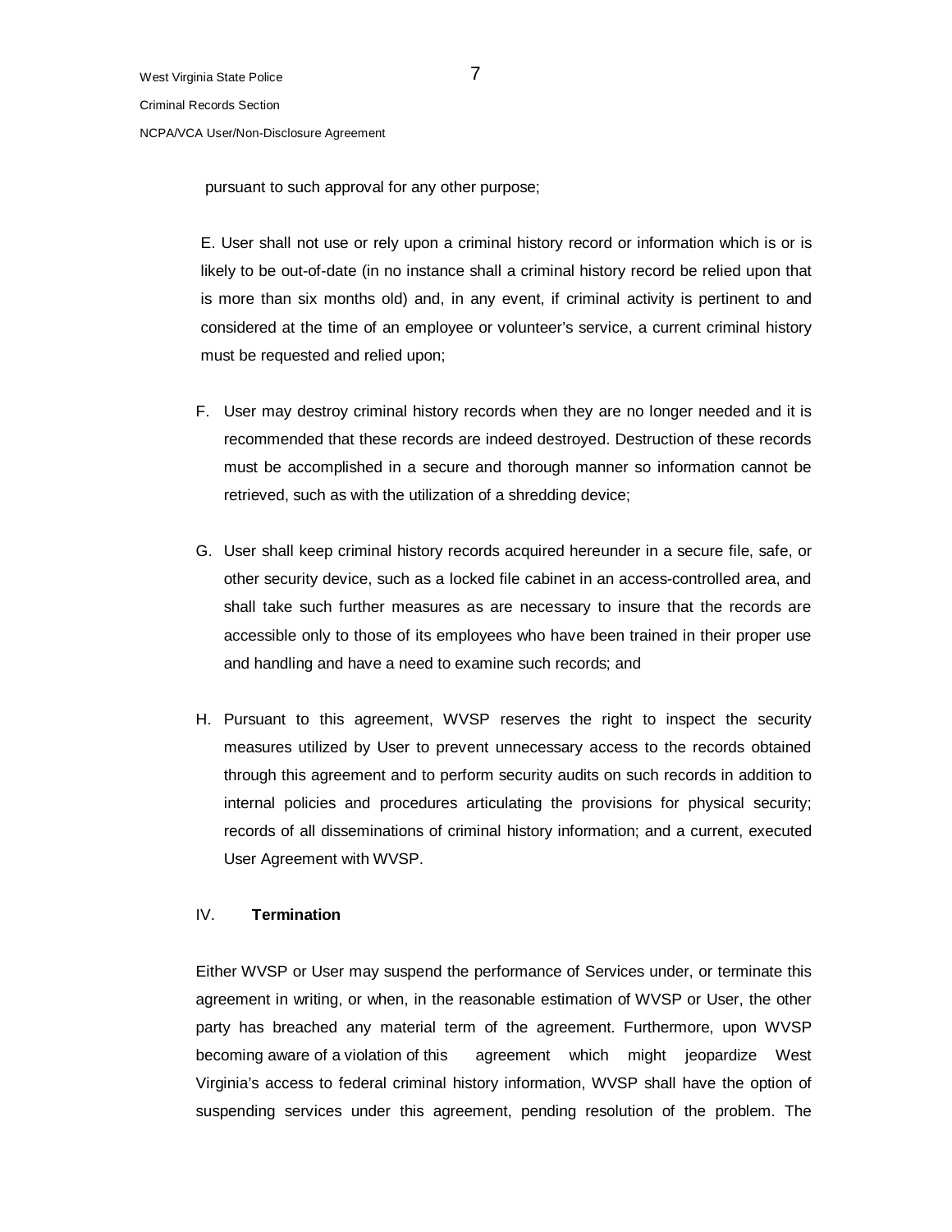pursuant to such approval for any other purpose;

E. User shall not use or rely upon a criminal history record or information which is or is likely to be out-of-date (in no instance shall a criminal history record be relied upon that is more than six months old) and, in any event, if criminal activity is pertinent to and considered at the time of an employee or volunteer's service, a current criminal history must be requested and relied upon;

F. User may destroy criminal history records when they are no longer needed and it is recommended that these records are indeed destroyed. Destruction of these records must be accomplished in a secure and thorough manner so information cannot be retrieved, such as with the utilization of a shredding device;

G. User shall keep criminal history records acquired hereunder in a secure file, safe, or other security device, such as a locked file cabinet in an access-controlled area, and shall take such further measures as are necessary to insure that the records are accessible only to those of its employees who have been trained in their proper use and handling and have a need to examine such records; and

H. Pursuant to this agreement, WVSP reserves the right to inspect the security measures utilized by User to prevent unnecessary access to the records obtained through this agreement and to perform security audits on such records in addition to internal policies and procedures articulating the provisions for physical security; records of all disseminations of criminal history information; and a current, executed User Agreement with WVSP.

## IV. **Termination**

Either WVSP or User may suspend the performance of Services under, or terminate this agreement in writing, or when, in the reasonable estimation of WVSP or User, the other party has breached any material term of the agreement. Furthermore, upon WVSP becoming aware of a violation of this agreement which might jeopardize West Virginia's access to federal criminal history information, WVSP shall have the option of suspending services under this agreement, pending resolution of the problem. The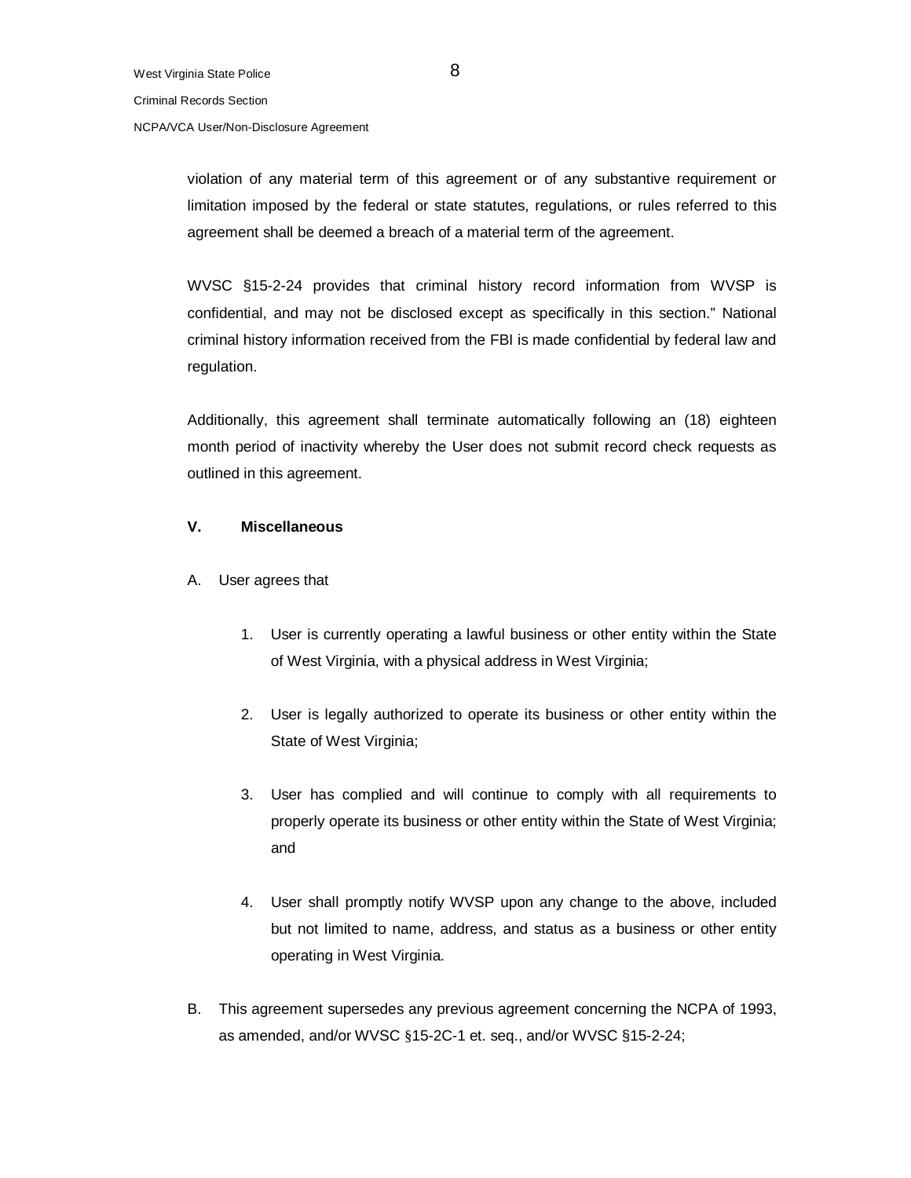violation of any material term of this agreement or of any substantive requirement or limitation imposed by the federal or state statutes, regulations, or rules referred to this agreement shall be deemed a breach of a material term of the agreement.

WVSC §15-2-24 provides that criminal history record information from WVSP is confidential, and may not be disclosed except as specifically in this section." National criminal history information received from the FBI is made confidential by federal law and regulation.

Additionally, this agreement shall terminate automatically following an (18) eighteen month period of inactivity whereby the User does not submit record check requests as outlined in this agreement.

**V. Miscellaneous**

A. User agrees that

1. User is currently operating a lawful business or other entity within the State of West Virginia, with a physical address in West Virginia;

2. User is legally authorized to operate its business or other entity within the State of West Virginia;

3. User has complied and will continue to comply with all requirements to properly operate its business or other entity within the State of West Virginia; and

4. User shall promptly notify WVSP upon any change to the above, included but not limited to name, address, and status as a business or other entity operating in West Virginia.

B. This agreement supersedes any previous agreement concerning the NCPA of 1993, as amended, and/or WVSC §15-2C-1 et. seq., and/or WVSC §15-2-24;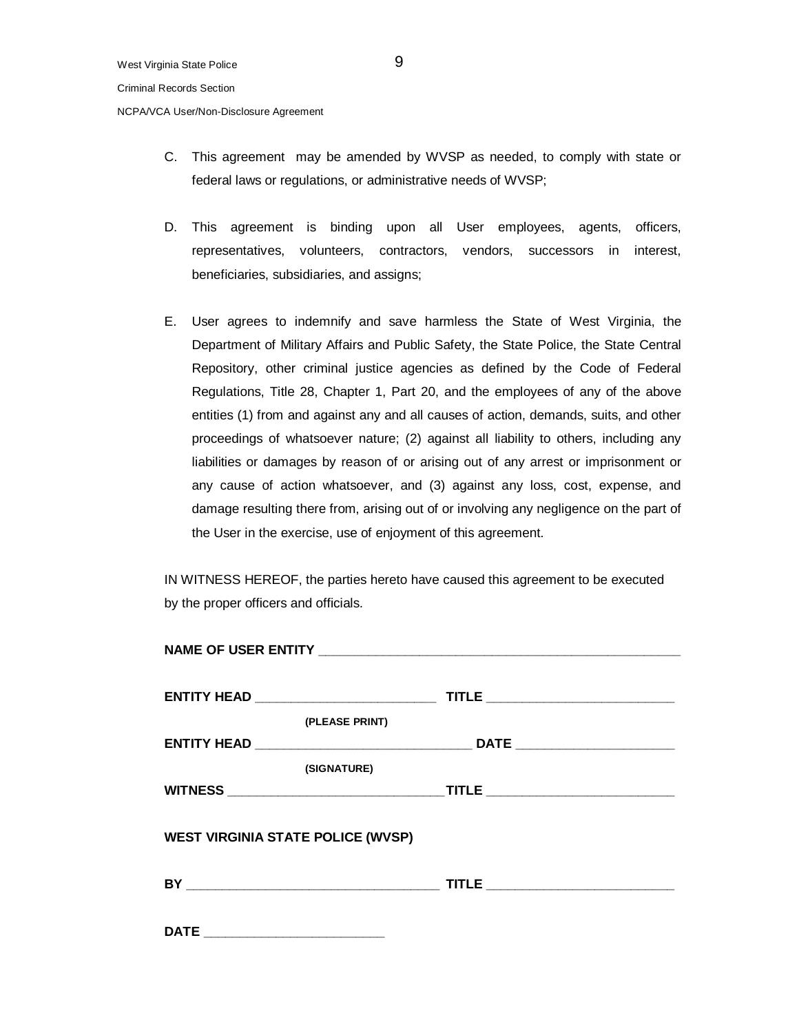C. This agreement may be amended by WVSP as needed, to comply with state or federal laws or regulations, or administrative needs of WVSP;

D. This agreement is binding upon all User employees, agents, officers, representatives, volunteers, contractors, vendors, successors in interest, beneficiaries, subsidiaries, and assigns;

E. User agrees to indemnify and save harmless the State of West Virginia, the Department of Military Affairs and Public Safety, the State Police, the State Central Repository, other criminal justice agencies as defined by the Code of Federal Regulations, Title 28, Chapter 1, Part 20, and the employees of any of the above entities (1) from and against any and all causes of action, demands, suits, and other proceedings of whatsoever nature; (2) against all liability to others, including any liabilities or damages by reason of or arising out of any arrest or imprisonment or any cause of action whatsoever, and (3) against any loss, cost, expense, and damage resulting there from, arising out of or involving any negligence on the part of the User in the exercise, use of enjoyment of this agreement.

IN WITNESS HEREOF, the parties hereto have caused this agreement to be executed by the proper officers and officials.

**NAME OF USER ENTITY** ___________________________________________

**ENTITY HEAD** _______________________ **TITLE** _______________________
**(PLEASE PRINT)**

**ENTITY HEAD** ___________________________ **DATE** ____________________
**(SIGNATURE)**

**WITNESS** ___________________________ **TITLE** _______________________

**WEST VIRGINIA STATE POLICE (WVSP)**

**BY** _______________________________ **TITLE** _______________________

**DATE** _______________________